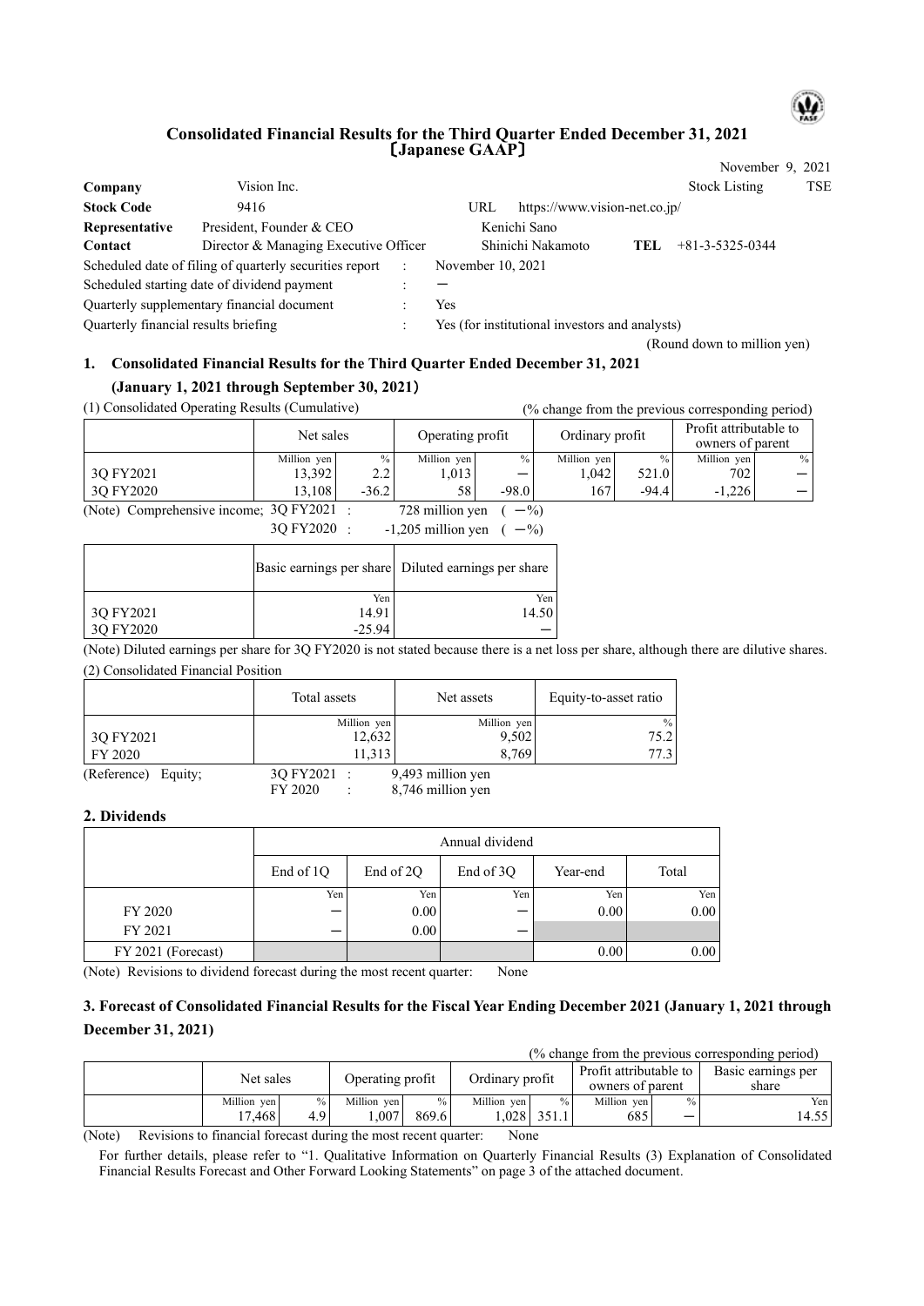# Consolidated Financial Results for the Third Quarter Ended December 31, 2021
# 〔Japanese GAAP〕

November 9, 2021

| | | | | | |
|---|---|---|---|---|---|
| **Company** | Vision Inc. | | | **Stock Listing** | TSE |
| **Stock Code** | 9416 | URL | https://www.vision-net.co.jp/ | | |
| **Representative** | President, Founder & CEO | Kenichi Sano | | | |
| **Contact** | Director & Managing Executive Officer | Shinichi Nakamoto | | **TEL** | +81-3-5325-0344 |

Scheduled date of filing of quarterly securities report : November 10, 2021

Scheduled starting date of dividend payment : －

Quarterly supplementary financial document : Yes

Quarterly financial results briefing : Yes (for institutional investors and analysts)

(Round down to million yen)

## 1. Consolidated Financial Results for the Third Quarter Ended December 31, 2021 (January 1, 2021 through September 30, 2021)

(1) Consolidated Operating Results (Cumulative)

(% change from the previous corresponding period)

| | Net sales | | Operating profit | | Ordinary profit | | Profit attributable to owners of parent | |
|---|---|---|---|---|---|---|---|---|
| | Million yen | % | Million yen | % | Million yen | % | Million yen | % |
| 3Q FY2021 | 13,392 | 2.2 | 1,013 | － | 1,042 | 521.0 | 702 | － |
| 3Q FY2020 | 13,108 | -36.2 | 58 | -98.0 | 167 | -94.4 | -1,226 | － |

(Note) Comprehensive income; 3Q FY2021 : 728 million yen ( －%)
3Q FY2020 : -1,205 million yen ( －%)

| | Basic earnings per share | Diluted earnings per share |
|---|---|---|
| | Yen | Yen |
| 3Q FY2021 | 14.91 | 14.50 |
| 3Q FY2020 | -25.94 | － |

(Note) Diluted earnings per share for 3Q FY2020 is not stated because there is a net loss per share, although there are dilutive shares.

(2) Consolidated Financial Position

| | Total assets | Net assets | Equity-to-asset ratio |
|---|---|---|---|
| | Million yen | Million yen | % |
| 3Q FY2021 | 12,632 | 9,502 | 75.2 |
| FY 2020 | 11,313 | 8,769 | 77.3 |

(Reference) Equity; 3Q FY2021 : 9,493 million yen
FY 2020 : 8,746 million yen

## 2. Dividends

| | Annual dividend | | | | |
|---|---|---|---|---|---|
| | End of 1Q | End of 2Q | End of 3Q | Year-end | Total |
| | Yen | Yen | Yen | Yen | Yen |
| FY 2020 | － | 0.00 | － | 0.00 | 0.00 |
| FY 2021 | － | 0.00 | － | | |
| FY 2021 (Forecast) | | | | 0.00 | 0.00 |

(Note) Revisions to dividend forecast during the most recent quarter: None

## 3. Forecast of Consolidated Financial Results for the Fiscal Year Ending December 2021 (January 1, 2021 through December 31, 2021)

(% change from the previous corresponding period)

| | Net sales | | Operating profit | | Ordinary profit | | Profit attributable to owners of parent | | Basic earnings per share |
|---|---|---|---|---|---|---|---|---|---|
| | Million yen | % | Million yen | % | Million yen | % | Million yen | % | Yen |
| | 17,468 | 4.9 | 1,007 | 869.6 | 1,028 | 351.1 | 685 | － | 14.55 |

(Note) Revisions to financial forecast during the most recent quarter: None

For further details, please refer to "1. Qualitative Information on Quarterly Financial Results (3) Explanation of Consolidated Financial Results Forecast and Other Forward Looking Statements" on page 3 of the attached document.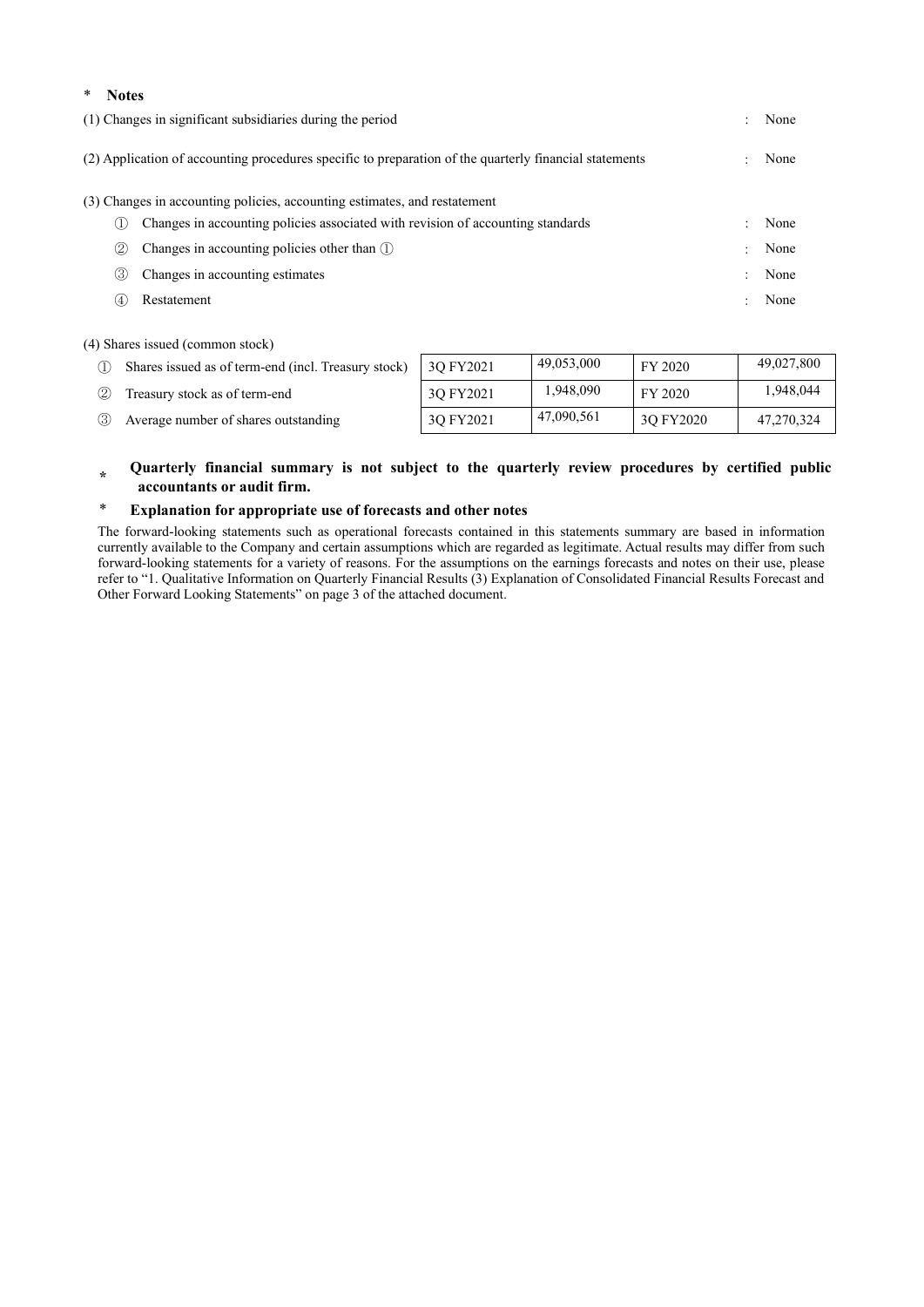\* **Notes**

(1) Changes in significant subsidiaries during the period : None

(2) Application of accounting procedures specific to preparation of the quarterly financial statements : None

(3) Changes in accounting policies, accounting estimates, and restatement

① Changes in accounting policies associated with revision of accounting standards : None

② Changes in accounting policies other than ① : None

③ Changes in accounting estimates : None

④ Restatement : None

(4) Shares issued (common stock)

| | | | | |
|---|---|---|---|---|
| ① Shares issued as of term-end (incl. Treasury stock) | 3Q FY2021 | 49,053,000 | FY 2020 | 49,027,800 |
| ② Treasury stock as of term-end | 3Q FY2021 | 1,948,090 | FY 2020 | 1,948,044 |
| ③ Average number of shares outstanding | 3Q FY2021 | 47,090,561 | 3Q FY2020 | 47,270,324 |

\* **Quarterly financial summary is not subject to the quarterly review procedures by certified public accountants or audit firm.**

\* **Explanation for appropriate use of forecasts and other notes**

The forward-looking statements such as operational forecasts contained in this statements summary are based in information currently available to the Company and certain assumptions which are regarded as legitimate. Actual results may differ from such forward-looking statements for a variety of reasons. For the assumptions on the earnings forecasts and notes on their use, please refer to "1. Qualitative Information on Quarterly Financial Results (3) Explanation of Consolidated Financial Results Forecast and Other Forward Looking Statements" on page 3 of the attached document.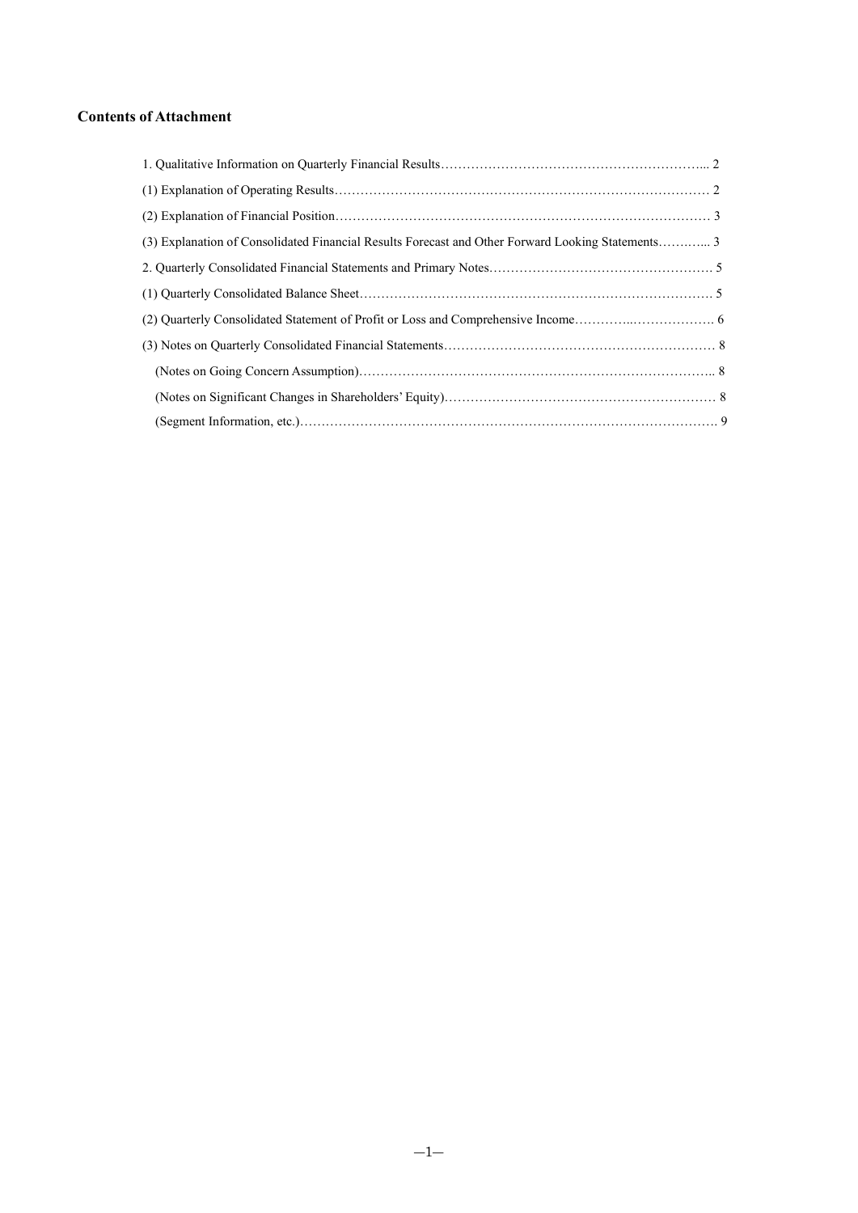**Contents of Attachment**

1. Qualitative Information on Quarterly Financial Results……………………………………………………... 2

(1) Explanation of Operating Results……………………………………………………………………………… 2

(2) Explanation of Financial Position……………………………………………………………………………… 3

(3) Explanation of Consolidated Financial Results Forecast and Other Forward Looking Statements……….... 3

2. Quarterly Consolidated Financial Statements and Primary Notes……………………………………………. 5

(1) Quarterly Consolidated Balance Sheet………………………………………………………………………. 5

(2) Quarterly Consolidated Statement of Profit or Loss and Comprehensive Income…………..………………. 6

(3) Notes on Quarterly Consolidated Financial Statements……………………………………………………… 8

(Notes on Going Concern Assumption)………………………………………………………………………….. 8

(Notes on Significant Changes in Shareholders' Equity)……………………………………………………… 8

(Segment Information, etc.)………………………………………………………………………………………. 9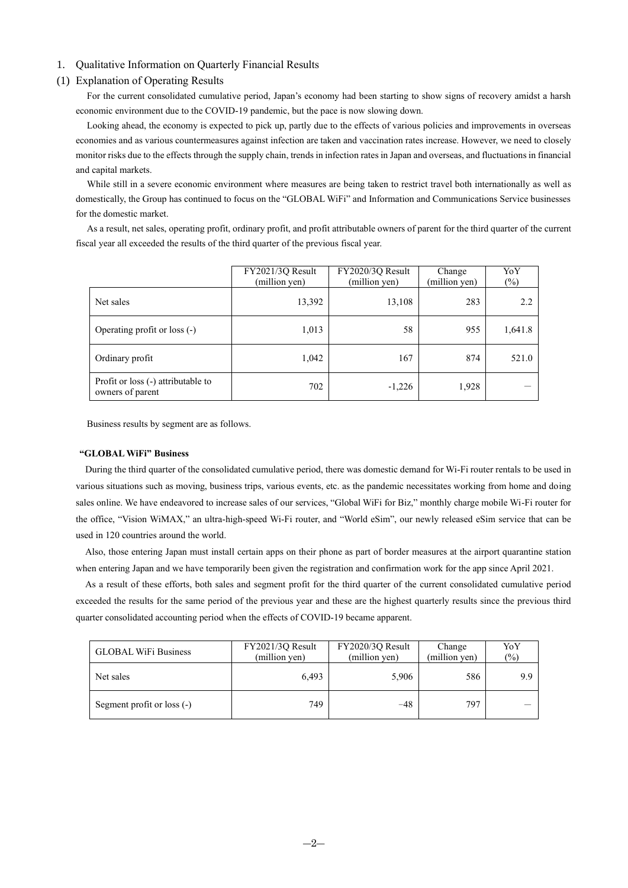1. Qualitative Information on Quarterly Financial Results

(1) Explanation of Operating Results

For the current consolidated cumulative period, Japan's economy had been starting to show signs of recovery amidst a harsh economic environment due to the COVID-19 pandemic, but the pace is now slowing down.

Looking ahead, the economy is expected to pick up, partly due to the effects of various policies and improvements in overseas economies and as various countermeasures against infection are taken and vaccination rates increase. However, we need to closely monitor risks due to the effects through the supply chain, trends in infection rates in Japan and overseas, and fluctuations in financial and capital markets.

While still in a severe economic environment where measures are being taken to restrict travel both internationally as well as domestically, the Group has continued to focus on the "GLOBAL WiFi" and Information and Communications Service businesses for the domestic market.

As a result, net sales, operating profit, ordinary profit, and profit attributable owners of parent for the third quarter of the current fiscal year all exceeded the results of the third quarter of the previous fiscal year.

| | FY2021/3Q Result (million yen) | FY2020/3Q Result (million yen) | Change (million yen) | YoY (%) |
|---|---|---|---|---|
| Net sales | 13,392 | 13,108 | 283 | 2.2 |
| Operating profit or loss (-) | 1,013 | 58 | 955 | 1,641.8 |
| Ordinary profit | 1,042 | 167 | 874 | 521.0 |
| Profit or loss (-) attributable to owners of parent | 702 | -1,226 | 1,928 | — |

Business results by segment are as follows.

**"GLOBAL WiFi" Business**

During the third quarter of the consolidated cumulative period, there was domestic demand for Wi-Fi router rentals to be used in various situations such as moving, business trips, various events, etc. as the pandemic necessitates working from home and doing sales online. We have endeavored to increase sales of our services, "Global WiFi for Biz," monthly charge mobile Wi-Fi router for the office, "Vision WiMAX," an ultra-high-speed Wi-Fi router, and "World eSim", our newly released eSim service that can be used in 120 countries around the world.

Also, those entering Japan must install certain apps on their phone as part of border measures at the airport quarantine station when entering Japan and we have temporarily been given the registration and confirmation work for the app since April 2021.

As a result of these efforts, both sales and segment profit for the third quarter of the current consolidated cumulative period exceeded the results for the same period of the previous year and these are the highest quarterly results since the previous third quarter consolidated accounting period when the effects of COVID-19 became apparent.

| GLOBAL WiFi Business | FY2021/3Q Result (million yen) | FY2020/3Q Result (million yen) | Change (million yen) | YoY (%) |
|---|---|---|---|---|
| Net sales | 6,493 | 5,906 | 586 | 9.9 |
| Segment profit or loss (-) | 749 | −48 | 797 | — |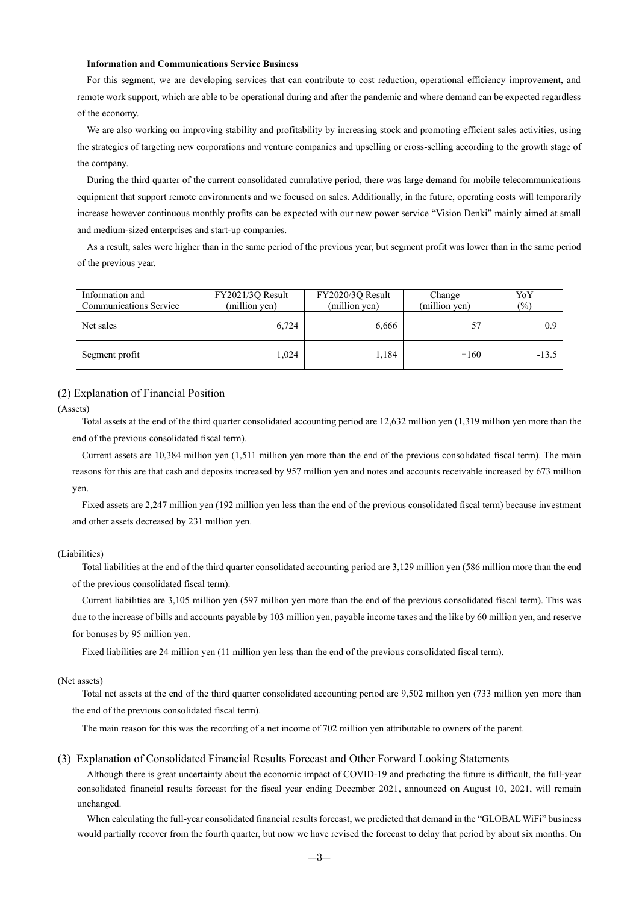**Information and Communications Service Business**

For this segment, we are developing services that can contribute to cost reduction, operational efficiency improvement, and remote work support, which are able to be operational during and after the pandemic and where demand can be expected regardless of the economy.

We are also working on improving stability and profitability by increasing stock and promoting efficient sales activities, using the strategies of targeting new corporations and venture companies and upselling or cross-selling according to the growth stage of the company.

During the third quarter of the current consolidated cumulative period, there was large demand for mobile telecommunications equipment that support remote environments and we focused on sales. Additionally, in the future, operating costs will temporarily increase however continuous monthly profits can be expected with our new power service "Vision Denki" mainly aimed at small and medium-sized enterprises and start-up companies.

As a result, sales were higher than in the same period of the previous year, but segment profit was lower than in the same period of the previous year.

| Information and Communications Service | FY2021/3Q Result (million yen) | FY2020/3Q Result (million yen) | Change (million yen) | YoY (%) |
|---|---|---|---|---|
| Net sales | 6,724 | 6,666 | 57 | 0.9 |
| Segment profit | 1,024 | 1,184 | −160 | -13.5 |

## (2) Explanation of Financial Position

(Assets)

Total assets at the end of the third quarter consolidated accounting period are 12,632 million yen (1,319 million yen more than the end of the previous consolidated fiscal term).

Current assets are 10,384 million yen (1,511 million yen more than the end of the previous consolidated fiscal term). The main reasons for this are that cash and deposits increased by 957 million yen and notes and accounts receivable increased by 673 million yen.

Fixed assets are 2,247 million yen (192 million yen less than the end of the previous consolidated fiscal term) because investment and other assets decreased by 231 million yen.

(Liabilities)

Total liabilities at the end of the third quarter consolidated accounting period are 3,129 million yen (586 million more than the end of the previous consolidated fiscal term).

Current liabilities are 3,105 million yen (597 million yen more than the end of the previous consolidated fiscal term). This was due to the increase of bills and accounts payable by 103 million yen, payable income taxes and the like by 60 million yen, and reserve for bonuses by 95 million yen.

Fixed liabilities are 24 million yen (11 million yen less than the end of the previous consolidated fiscal term).

(Net assets)

Total net assets at the end of the third quarter consolidated accounting period are 9,502 million yen (733 million yen more than the end of the previous consolidated fiscal term).

The main reason for this was the recording of a net income of 702 million yen attributable to owners of the parent.

## (3) Explanation of Consolidated Financial Results Forecast and Other Forward Looking Statements

Although there is great uncertainty about the economic impact of COVID-19 and predicting the future is difficult, the full-year consolidated financial results forecast for the fiscal year ending December 2021, announced on August 10, 2021, will remain unchanged.

When calculating the full-year consolidated financial results forecast, we predicted that demand in the "GLOBAL WiFi" business would partially recover from the fourth quarter, but now we have revised the forecast to delay that period by about six months. On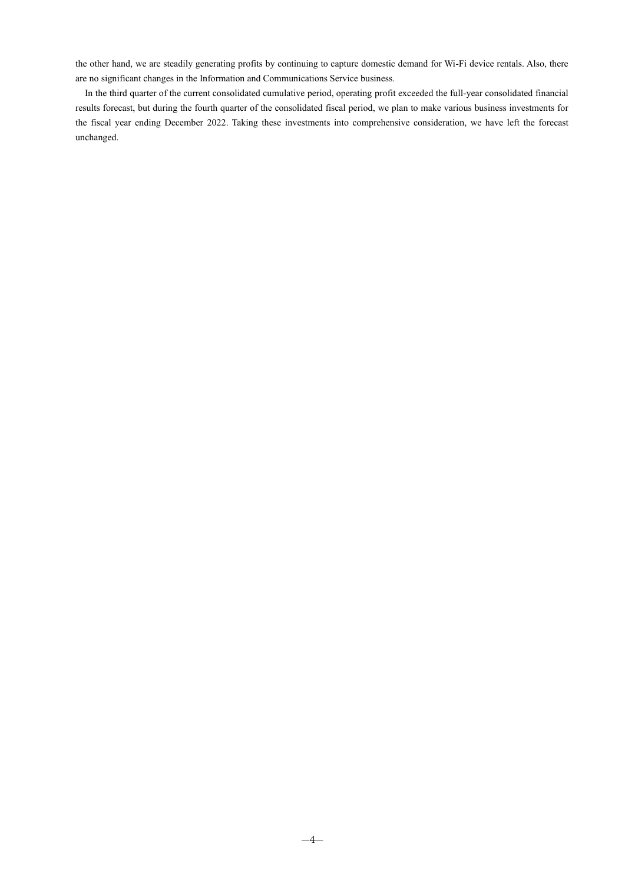the other hand, we are steadily generating profits by continuing to capture domestic demand for Wi-Fi device rentals. Also, there are no significant changes in the Information and Communications Service business.

In the third quarter of the current consolidated cumulative period, operating profit exceeded the full-year consolidated financial results forecast, but during the fourth quarter of the consolidated fiscal period, we plan to make various business investments for the fiscal year ending December 2022. Taking these investments into comprehensive consideration, we have left the forecast unchanged.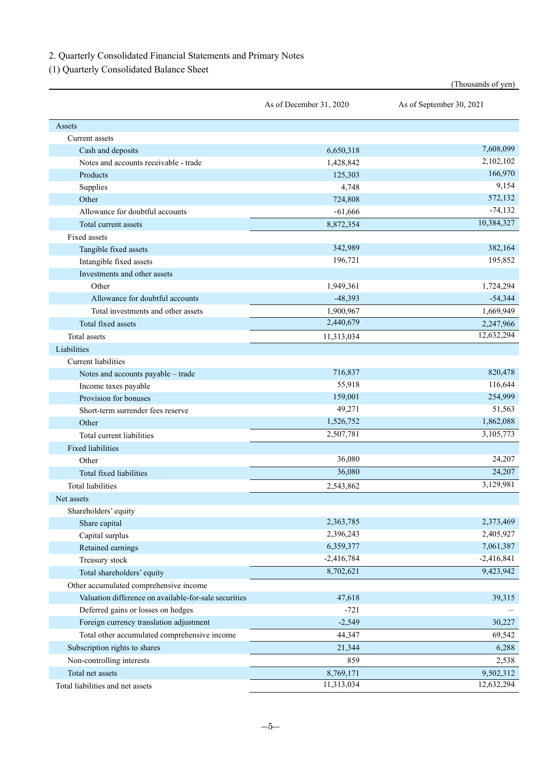## 2. Quarterly Consolidated Financial Statements and Primary Notes

### (1) Quarterly Consolidated Balance Sheet

(Thousands of yen)

| | As of December 31, 2020 | As of September 30, 2021 |
|---|---|---|
| Assets | | |
| Current assets | | |
| Cash and deposits | 6,650,318 | 7,608,099 |
| Notes and accounts receivable - trade | 1,428,842 | 2,102,102 |
| Products | 125,303 | 166,970 |
| Supplies | 4,748 | 9,154 |
| Other | 724,808 | 572,132 |
| Allowance for doubtful accounts | -61,666 | -74,132 |
| Total current assets | 8,872,354 | 10,384,327 |
| Fixed assets | | |
| Tangible fixed assets | 342,989 | 382,164 |
| Intangible fixed assets | 196,721 | 195,852 |
| Investments and other assets | | |
| Other | 1,949,361 | 1,724,294 |
| Allowance for doubtful accounts | -48,393 | -54,344 |
| Total investments and other assets | 1,900,967 | 1,669,949 |
| Total fixed assets | 2,440,679 | 2,247,966 |
| Total assets | 11,313,034 | 12,632,294 |
| Liabilities | | |
| Current liabilities | | |
| Notes and accounts payable – trade | 716,837 | 820,478 |
| Income taxes payable | 55,918 | 116,644 |
| Provision for bonuses | 159,001 | 254,999 |
| Short-term surrender fees reserve | 49,271 | 51,563 |
| Other | 1,526,752 | 1,862,088 |
| Total current liabilities | 2,507,781 | 3,105,773 |
| Fixed liabilities | | |
| Other | 36,080 | 24,207 |
| Total fixed liabilities | 36,080 | 24,207 |
| Total liabilities | 2,543,862 | 3,129,981 |
| Net assets | | |
| Shareholders' equity | | |
| Share capital | 2,363,785 | 2,373,469 |
| Capital surplus | 2,396,243 | 2,405,927 |
| Retained earnings | 6,359,377 | 7,061,387 |
| Treasury stock | -2,416,784 | -2,416,841 |
| Total shareholders' equity | 8,702,621 | 9,423,942 |
| Other accumulated comprehensive income | | |
| Valuation difference on available-for-sale securities | 47,618 | 39,315 |
| Deferred gains or losses on hedges | -721 | — |
| Foreign currency translation adjustment | -2,549 | 30,227 |
| Total other accumulated comprehensive income | 44,347 | 69,542 |
| Subscription rights to shares | 21,344 | 6,288 |
| Non-controlling interests | 859 | 2,538 |
| Total net assets | 8,769,171 | 9,502,312 |
| Total liabilities and net assets | 11,313,034 | 12,632,294 |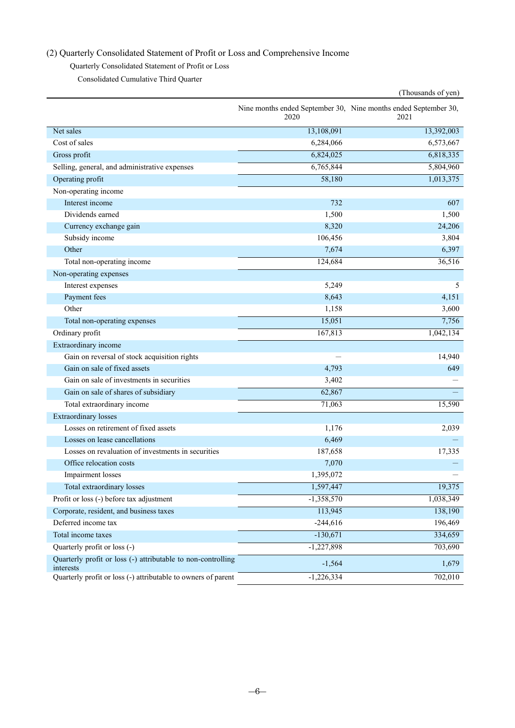## (2) Quarterly Consolidated Statement of Profit or Loss and Comprehensive Income

### Quarterly Consolidated Statement of Profit or Loss

#### Consolidated Cumulative Third Quarter

(Thousands of yen)

| | Nine months ended September 30, 2020 | Nine months ended September 30, 2021 |
|---|---|---|
| Net sales | 13,108,091 | 13,392,003 |
| Cost of sales | 6,284,066 | 6,573,667 |
| Gross profit | 6,824,025 | 6,818,335 |
| Selling, general, and administrative expenses | 6,765,844 | 5,804,960 |
| Operating profit | 58,180 | 1,013,375 |
| Non-operating income | | |
| Interest income | 732 | 607 |
| Dividends earned | 1,500 | 1,500 |
| Currency exchange gain | 8,320 | 24,206 |
| Subsidy income | 106,456 | 3,804 |
| Other | 7,674 | 6,397 |
| Total non-operating income | 124,684 | 36,516 |
| Non-operating expenses | | |
| Interest expenses | 5,249 | 5 |
| Payment fees | 8,643 | 4,151 |
| Other | 1,158 | 3,600 |
| Total non-operating expenses | 15,051 | 7,756 |
| Ordinary profit | 167,813 | 1,042,134 |
| Extraordinary income | | |
| Gain on reversal of stock acquisition rights | — | 14,940 |
| Gain on sale of fixed assets | 4,793 | 649 |
| Gain on sale of investments in securities | 3,402 | — |
| Gain on sale of shares of subsidiary | 62,867 | — |
| Total extraordinary income | 71,063 | 15,590 |
| Extraordinary losses | | |
| Losses on retirement of fixed assets | 1,176 | 2,039 |
| Losses on lease cancellations | 6,469 | — |
| Losses on revaluation of investments in securities | 187,658 | 17,335 |
| Office relocation costs | 7,070 | — |
| Impairment losses | 1,395,072 | — |
| Total extraordinary losses | 1,597,447 | 19,375 |
| Profit or loss (-) before tax adjustment | -1,358,570 | 1,038,349 |
| Corporate, resident, and business taxes | 113,945 | 138,190 |
| Deferred income tax | -244,616 | 196,469 |
| Total income taxes | -130,671 | 334,659 |
| Quarterly profit or loss (-) | -1,227,898 | 703,690 |
| Quarterly profit or loss (-) attributable to non-controlling interests | -1,564 | 1,679 |
| Quarterly profit or loss (-) attributable to owners of parent | -1,226,334 | 702,010 |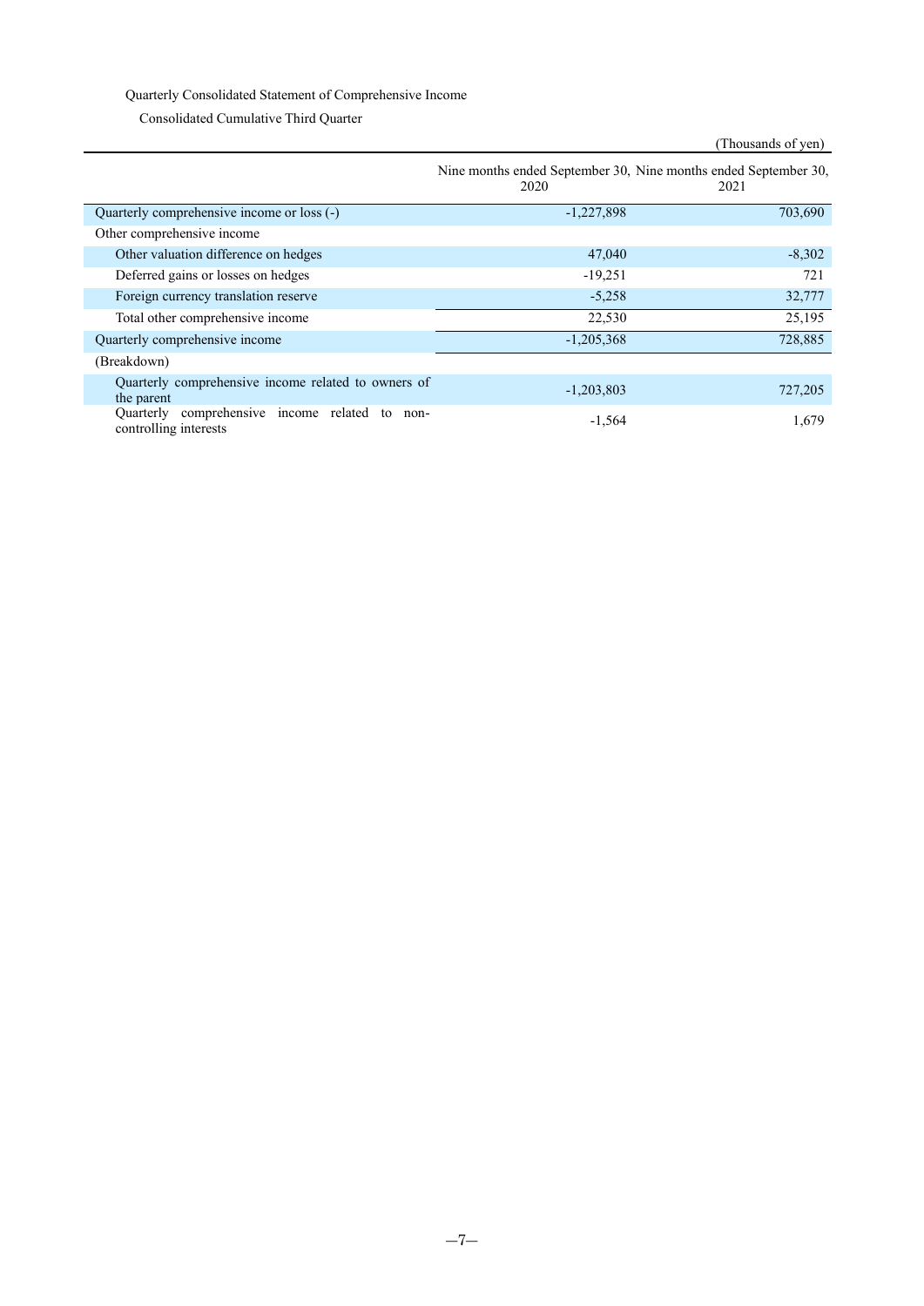Quarterly Consolidated Statement of Comprehensive Income

Consolidated Cumulative Third Quarter

(Thousands of yen)

| | Nine months ended September 30, 2020 | Nine months ended September 30, 2021 |
|---|---|---|
| Quarterly comprehensive income or loss (-) | -1,227,898 | 703,690 |
| Other comprehensive income | | |
| Other valuation difference on hedges | 47,040 | -8,302 |
| Deferred gains or losses on hedges | -19,251 | 721 |
| Foreign currency translation reserve | -5,258 | 32,777 |
| Total other comprehensive income | 22,530 | 25,195 |
| Quarterly comprehensive income | -1,205,368 | 728,885 |
| (Breakdown) | | |
| Quarterly comprehensive income related to owners of the parent | -1,203,803 | 727,205 |
| Quarterly comprehensive income related to non-controlling interests | -1,564 | 1,679 |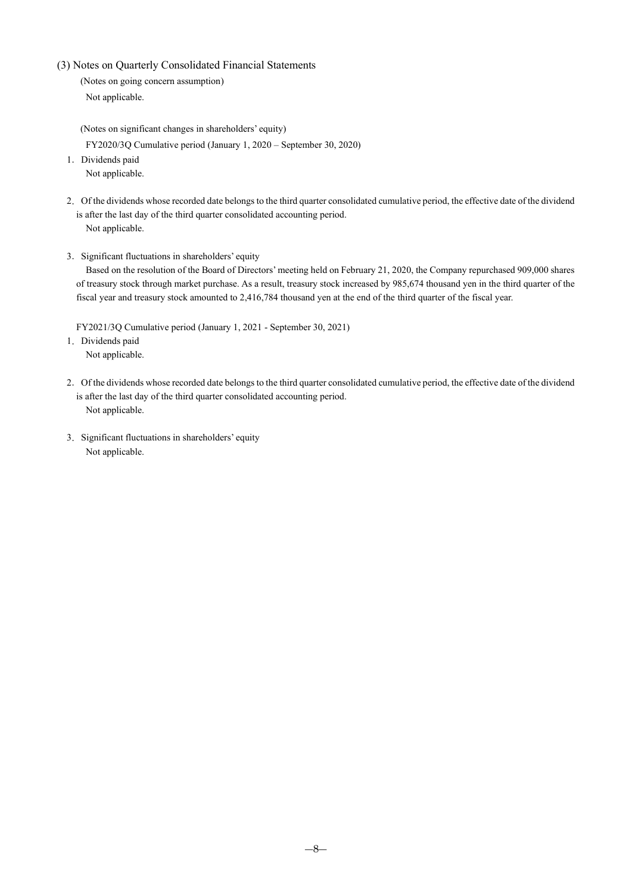### (3) Notes on Quarterly Consolidated Financial Statements

(Notes on going concern assumption)

Not applicable.

(Notes on significant changes in shareholders' equity)

FY2020/3Q Cumulative period (January 1, 2020 – September 30, 2020)

1. Dividends paid

   Not applicable.

2. Of the dividends whose recorded date belongs to the third quarter consolidated cumulative period, the effective date of the dividend is after the last day of the third quarter consolidated accounting period.

   Not applicable.

3. Significant fluctuations in shareholders' equity

   Based on the resolution of the Board of Directors' meeting held on February 21, 2020, the Company repurchased 909,000 shares of treasury stock through market purchase. As a result, treasury stock increased by 985,674 thousand yen in the third quarter of the fiscal year and treasury stock amounted to 2,416,784 thousand yen at the end of the third quarter of the fiscal year.

FY2021/3Q Cumulative period (January 1, 2021 - September 30, 2021)

1. Dividends paid

   Not applicable.

2. Of the dividends whose recorded date belongs to the third quarter consolidated cumulative period, the effective date of the dividend is after the last day of the third quarter consolidated accounting period.

   Not applicable.

3. Significant fluctuations in shareholders' equity

   Not applicable.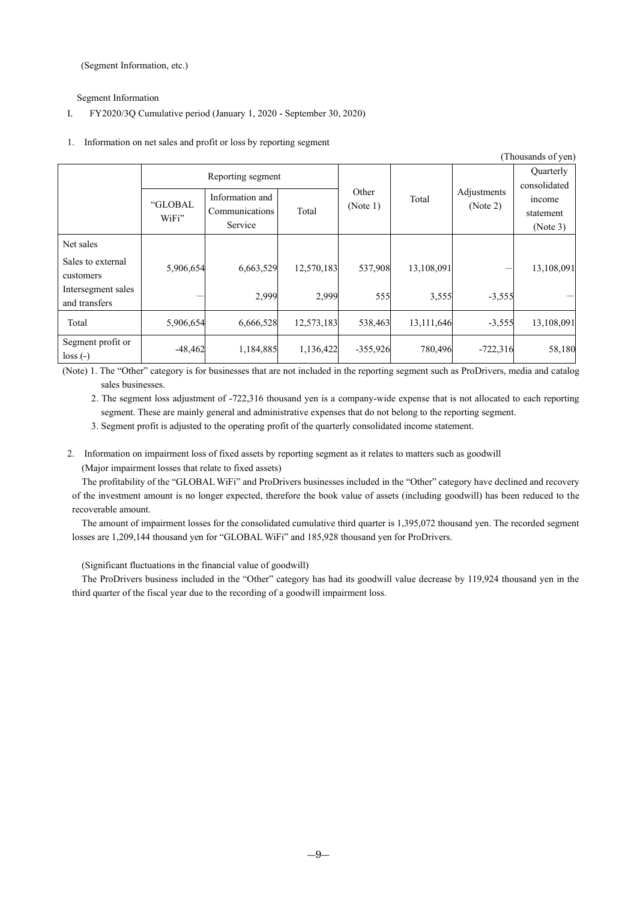(Segment Information, etc.)

Segment Information

I. FY2020/3Q Cumulative period (January 1, 2020 - September 30, 2020)

1. Information on net sales and profit or loss by reporting segment

(Thousands of yen)

| | Reporting segment | | | Other (Note 1) | Total | Adjustments (Note 2) | Quarterly consolidated income statement (Note 3) |
|---|---|---|---|---|---|---|---|
| | "GLOBAL WiFi" | Information and Communications Service | Total | | | | |
| Net sales | | | | | | | |
| Sales to external customers | 5,906,654 | 6,663,529 | 12,570,183 | 537,908 | 13,108,091 | — | 13,108,091 |
| Intersegment sales and transfers | — | 2,999 | 2,999 | 555 | 3,555 | -3,555 | — |
| Total | 5,906,654 | 6,666,528 | 12,573,183 | 538,463 | 13,111,646 | -3,555 | 13,108,091 |
| Segment profit or loss (-) | -48,462 | 1,184,885 | 1,136,422 | -355,926 | 780,496 | -722,316 | 58,180 |

(Note) 1. The "Other" category is for businesses that are not included in the reporting segment such as ProDrivers, media and catalog sales businesses.

2. The segment loss adjustment of -722,316 thousand yen is a company-wide expense that is not allocated to each reporting segment. These are mainly general and administrative expenses that do not belong to the reporting segment.

3. Segment profit is adjusted to the operating profit of the quarterly consolidated income statement.

2. Information on impairment loss of fixed assets by reporting segment as it relates to matters such as goodwill

(Major impairment losses that relate to fixed assets)

The profitability of the "GLOBAL WiFi" and ProDrivers businesses included in the "Other" category have declined and recovery of the investment amount is no longer expected, therefore the book value of assets (including goodwill) has been reduced to the recoverable amount.

The amount of impairment losses for the consolidated cumulative third quarter is 1,395,072 thousand yen. The recorded segment losses are 1,209,144 thousand yen for "GLOBAL WiFi" and 185,928 thousand yen for ProDrivers.

(Significant fluctuations in the financial value of goodwill)

The ProDrivers business included in the "Other" category has had its goodwill value decrease by 119,924 thousand yen in the third quarter of the fiscal year due to the recording of a goodwill impairment loss.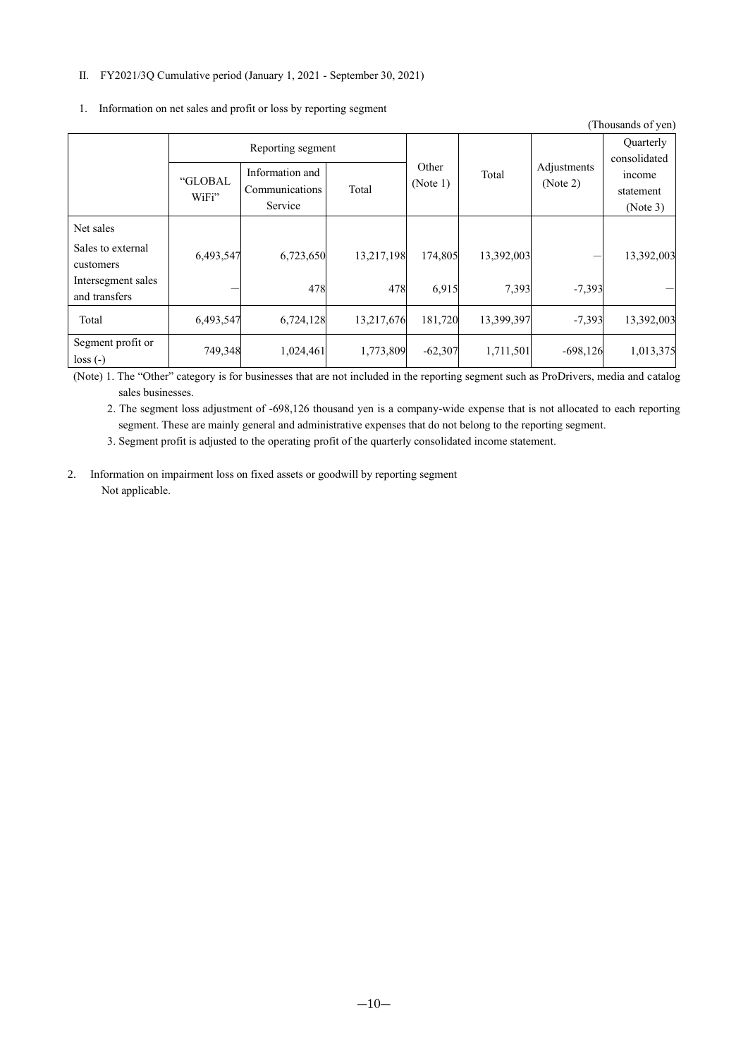II. FY2021/3Q Cumulative period (January 1, 2021 - September 30, 2021)

1. Information on net sales and profit or loss by reporting segment

(Thousands of yen)

| | Reporting segment | | | Other (Note 1) | Total | Adjustments (Note 2) | Quarterly consolidated income statement (Note 3) |
|---|---|---|---|---|---|---|---|
| | "GLOBAL WiFi" | Information and Communications Service | Total | | | | |
| Net sales | | | | | | | |
| Sales to external customers | 6,493,547 | 6,723,650 | 13,217,198 | 174,805 | 13,392,003 | — | 13,392,003 |
| Intersegment sales and transfers | — | 478 | 478 | 6,915 | 7,393 | -7,393 | — |
| Total | 6,493,547 | 6,724,128 | 13,217,676 | 181,720 | 13,399,397 | -7,393 | 13,392,003 |
| Segment profit or loss (-) | 749,348 | 1,024,461 | 1,773,809 | -62,307 | 1,711,501 | -698,126 | 1,013,375 |

(Note) 1. The "Other" category is for businesses that are not included in the reporting segment such as ProDrivers, media and catalog sales businesses.

2. The segment loss adjustment of -698,126 thousand yen is a company-wide expense that is not allocated to each reporting segment. These are mainly general and administrative expenses that do not belong to the reporting segment.

3. Segment profit is adjusted to the operating profit of the quarterly consolidated income statement.

2. Information on impairment loss on fixed assets or goodwill by reporting segment

Not applicable.